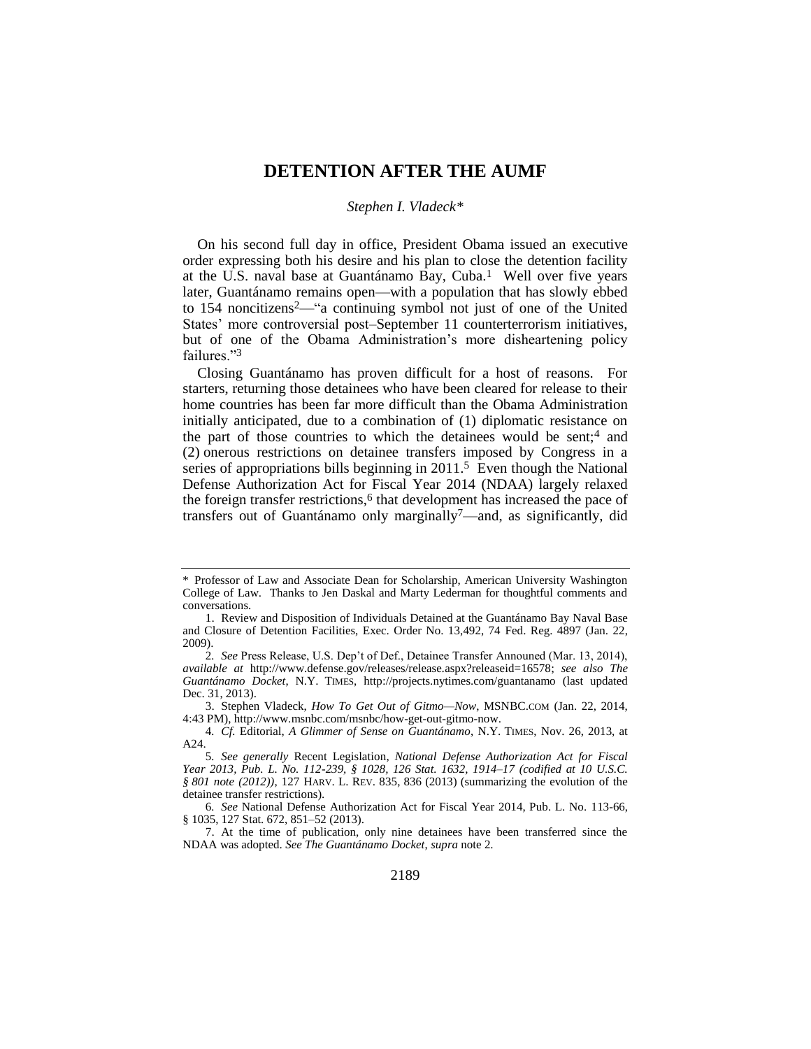# DETENTION AFTER THE AUMF

*Stephen I. Vladeck\**

On his second full day in office, President Obama issued an executive order expressing both his desire and his plan to close the detention facility at the U.S. naval base at Guantánamo Bay, Cuba.[1] Well over five years later, Guantánamo remains open—with a population that has slowly ebbed to 154 noncitizens[2]—"a continuing symbol not just of one of the United States' more controversial post–September 11 counterterrorism initiatives, but of one of the Obama Administration's more disheartening policy failures."[3]

Closing Guantánamo has proven difficult for a host of reasons. For starters, returning those detainees who have been cleared for release to their home countries has been far more difficult than the Obama Administration initially anticipated, due to a combination of (1) diplomatic resistance on the part of those countries to which the detainees would be sent;[4] and (2) onerous restrictions on detainee transfers imposed by Congress in a series of appropriations bills beginning in 2011.[5] Even though the National Defense Authorization Act for Fiscal Year 2014 (NDAA) largely relaxed the foreign transfer restrictions,[6] that development has increased the pace of transfers out of Guantánamo only marginally[7]—and, as significantly, did

---

\* Professor of Law and Associate Dean for Scholarship, American University Washington College of Law. Thanks to Jen Daskal and Marty Lederman for thoughtful comments and conversations.

1. Review and Disposition of Individuals Detained at the Guantánamo Bay Naval Base and Closure of Detention Facilities, Exec. Order No. 13,492, 74 Fed. Reg. 4897 (Jan. 22, 2009).

2. *See* Press Release, U.S. Dep't of Def., Detainee Transfer Announced (Mar. 13, 2014), *available at* http://www.defense.gov/releases/release.aspx?releaseid=16578; *see also The Guantánamo Docket*, N.Y. TIMES, http://projects.nytimes.com/guantanamo (last updated Dec. 31, 2013).

3. Stephen Vladeck, *How To Get Out of Gitmo—Now*, MSNBC.COM (Jan. 22, 2014, 4:43 PM), http://www.msnbc.com/msnbc/how-get-out-gitmo-now.

4. *Cf.* Editorial, *A Glimmer of Sense on Guantánamo*, N.Y. TIMES, Nov. 26, 2013, at A24.

5. *See generally* Recent Legislation, *National Defense Authorization Act for Fiscal Year 2013, Pub. L. No. 112-239, § 1028, 126 Stat. 1632, 1914–17 (codified at 10 U.S.C. § 801 note (2012))*, 127 HARV. L. REV. 835, 836 (2013) (summarizing the evolution of the detainee transfer restrictions).

6. *See* National Defense Authorization Act for Fiscal Year 2014, Pub. L. No. 113-66, § 1035, 127 Stat. 672, 851–52 (2013).

7. At the time of publication, only nine detainees have been transferred since the NDAA was adopted. *See The Guantánamo Docket*, *supra* note 2.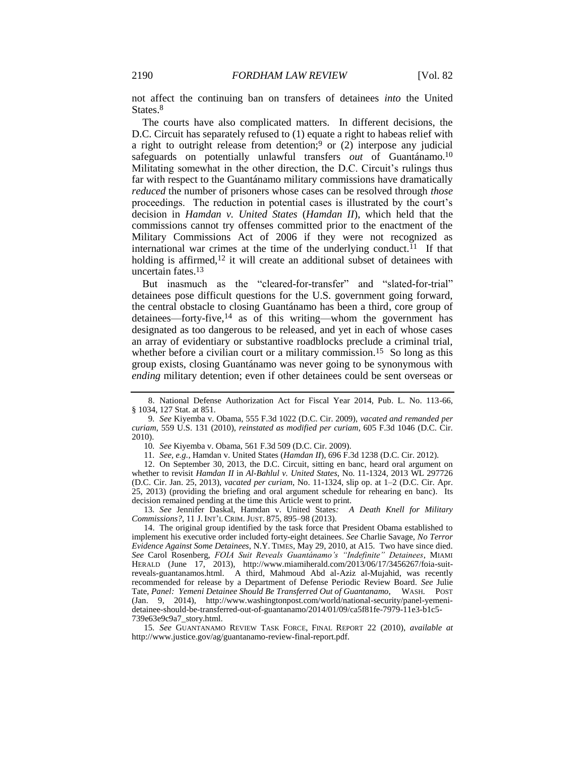not affect the continuing ban on transfers of detainees *into* the United States.[8]

The courts have also complicated matters. In different decisions, the D.C. Circuit has separately refused to (1) equate a right to habeas relief with a right to outright release from detention;[9] or (2) interpose any judicial safeguards on potentially unlawful transfers *out* of Guantánamo.[10] Militating somewhat in the other direction, the D.C. Circuit's rulings thus far with respect to the Guantánamo military commissions have dramatically *reduced* the number of prisoners whose cases can be resolved through *those* proceedings. The reduction in potential cases is illustrated by the court's decision in *Hamdan v. United States* (*Hamdan II*), which held that the commissions cannot try offenses committed prior to the enactment of the Military Commissions Act of 2006 if they were not recognized as international war crimes at the time of the underlying conduct.[11] If that holding is affirmed,[12] it will create an additional subset of detainees with uncertain fates.[13]

But inasmuch as the "cleared-for-transfer" and "slated-for-trial" detainees pose difficult questions for the U.S. government going forward, the central obstacle to closing Guantánamo has been a third, core group of detainees—forty-five,[14] as of this writing—whom the government has designated as too dangerous to be released, and yet in each of whose cases an array of evidentiary or substantive roadblocks preclude a criminal trial, whether before a civilian court or a military commission.[15] So long as this group exists, closing Guantánamo was never going to be synonymous with *ending* military detention; even if other detainees could be sent overseas or

---

8. National Defense Authorization Act for Fiscal Year 2014, Pub. L. No. 113-66, § 1034, 127 Stat. at 851.

9. *See* Kiyemba v. Obama, 555 F.3d 1022 (D.C. Cir. 2009), *vacated and remanded per curiam*, 559 U.S. 131 (2010), *reinstated as modified per curiam*, 605 F.3d 1046 (D.C. Cir. 2010).

10. *See* Kiyemba v. Obama, 561 F.3d 509 (D.C. Cir. 2009).

11. *See, e.g.*, Hamdan v. United States (*Hamdan II*), 696 F.3d 1238 (D.C. Cir. 2012).

12. On September 30, 2013, the D.C. Circuit, sitting en banc, heard oral argument on whether to revisit *Hamdan II* in *Al-Bahlul v. United States*, No. 11-1324, 2013 WL 297726 (D.C. Cir. Jan. 25, 2013), *vacated per curiam*, No. 11-1324, slip op. at 1–2 (D.C. Cir. Apr. 25, 2013) (providing the briefing and oral argument schedule for rehearing en banc). Its decision remained pending at the time this Article went to print.

13. *See* Jennifer Daskal, *Hamdan v. United States: A Death Knell for Military Commissions?*, 11 J. INT'L CRIM. JUST. 875, 895–98 (2013).

14. The original group identified by the task force that President Obama established to implement his executive order included forty-eight detainees. *See* Charlie Savage, *No Terror Evidence Against Some Detainees*, N.Y. TIMES, May 29, 2010, at A15. Two have since died. *See* Carol Rosenberg, *FOIA Suit Reveals Guantánamo's "Indefinite" Detainees*, MIAMI HERALD (June 17, 2013), http://www.miamiherald.com/2013/06/17/3456267/foia-suit-reveals-guantanamos.html. A third, Mahmoud Abd al-Aziz al-Mujahid, was recently recommended for release by a Department of Defense Periodic Review Board. *See* Julie Tate, *Panel: Yemeni Detainee Should Be Transferred Out of Guantanamo*, WASH. POST (Jan. 9, 2014), http://www.washingtonpost.com/world/national-security/panel-yemeni-detainee-should-be-transferred-out-of-guantanamo/2014/01/09/ca5f81fe-7979-11e3-b1c5-739e63e9c9a7_story.html.

15. *See* GUANTANAMO REVIEW TASK FORCE, FINAL REPORT 22 (2010), *available at* http://www.justice.gov/ag/guantanamo-review-final-report.pdf.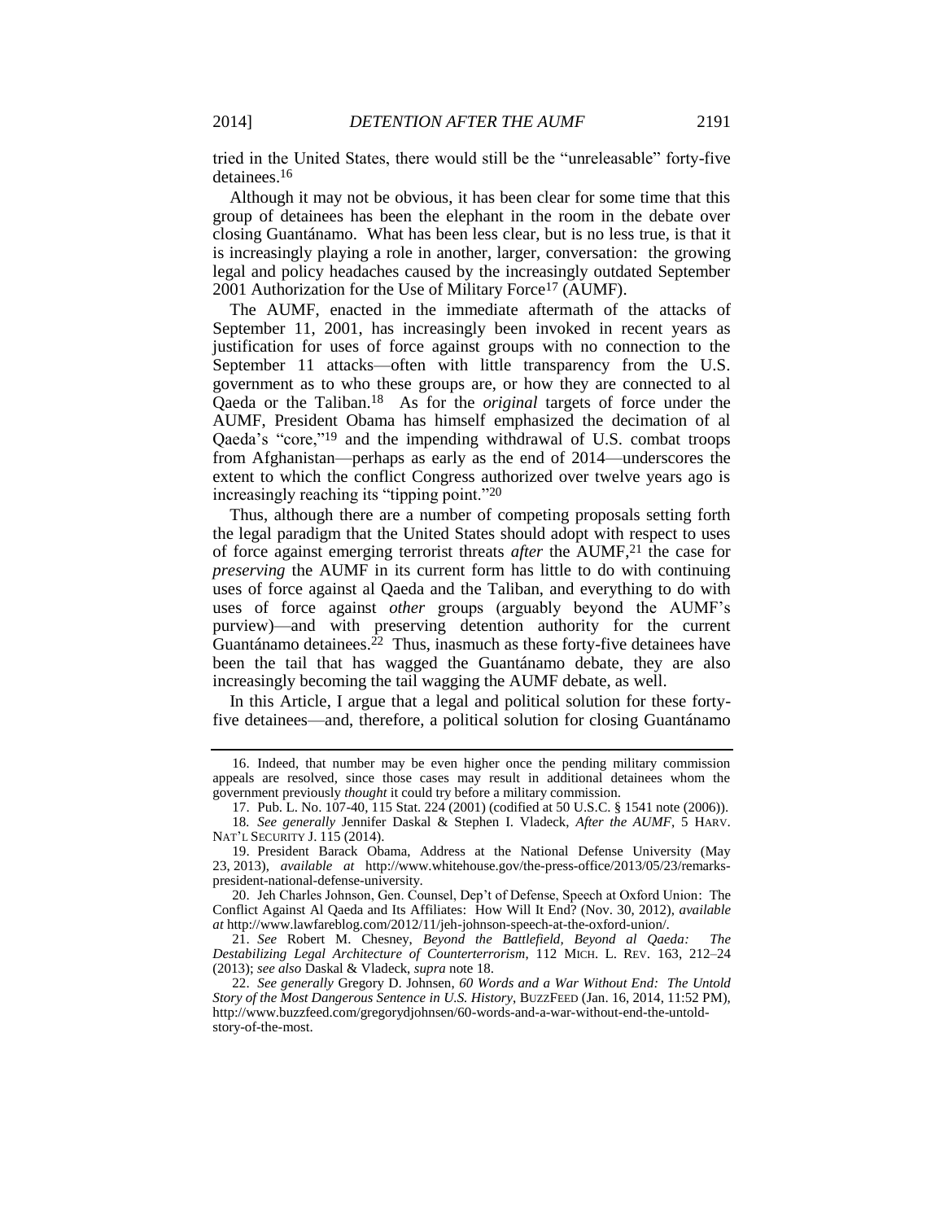tried in the United States, there would still be the "unreleasable" forty-five detainees.[16]

Although it may not be obvious, it has been clear for some time that this group of detainees has been the elephant in the room in the debate over closing Guantánamo. What has been less clear, but is no less true, is that it is increasingly playing a role in another, larger, conversation: the growing legal and policy headaches caused by the increasingly outdated September 2001 Authorization for the Use of Military Force[17] (AUMF).

The AUMF, enacted in the immediate aftermath of the attacks of September 11, 2001, has increasingly been invoked in recent years as justification for uses of force against groups with no connection to the September 11 attacks—often with little transparency from the U.S. government as to who these groups are, or how they are connected to al Qaeda or the Taliban.[18] As for the *original* targets of force under the AUMF, President Obama has himself emphasized the decimation of al Qaeda's "core,"[19] and the impending withdrawal of U.S. combat troops from Afghanistan—perhaps as early as the end of 2014—underscores the extent to which the conflict Congress authorized over twelve years ago is increasingly reaching its "tipping point."[20]

Thus, although there are a number of competing proposals setting forth the legal paradigm that the United States should adopt with respect to uses of force against emerging terrorist threats *after* the AUMF,[21] the case for *preserving* the AUMF in its current form has little to do with continuing uses of force against al Qaeda and the Taliban, and everything to do with uses of force against *other* groups (arguably beyond the AUMF's purview)—and with preserving detention authority for the current Guantánamo detainees.[22] Thus, inasmuch as these forty-five detainees have been the tail that has wagged the Guantánamo debate, they are also increasingly becoming the tail wagging the AUMF debate, as well.

In this Article, I argue that a legal and political solution for these forty-five detainees—and, therefore, a political solution for closing Guantánamo

---

16. Indeed, that number may be even higher once the pending military commission appeals are resolved, since those cases may result in additional detainees whom the government previously *thought* it could try before a military commission.

17. Pub. L. No. 107-40, 115 Stat. 224 (2001) (codified at 50 U.S.C. § 1541 note (2006)).

18. *See generally* Jennifer Daskal & Stephen I. Vladeck, *After the AUMF*, 5 HARV. NAT'L SECURITY J. 115 (2014).

19. President Barack Obama, Address at the National Defense University (May 23, 2013), *available at* http://www.whitehouse.gov/the-press-office/2013/05/23/remarks-president-national-defense-university.

20. Jeh Charles Johnson, Gen. Counsel, Dep't of Defense, Speech at Oxford Union: The Conflict Against Al Qaeda and Its Affiliates: How Will It End? (Nov. 30, 2012), *available at* http://www.lawfareblog.com/2012/11/jeh-johnson-speech-at-the-oxford-union/.

21. *See* Robert M. Chesney, *Beyond the Battlefield, Beyond al Qaeda: The Destabilizing Legal Architecture of Counterterrorism*, 112 MICH. L. REV. 163, 212–24 (2013); *see also* Daskal & Vladeck, *supra* note 18.

22. *See generally* Gregory D. Johnsen, *60 Words and a War Without End: The Untold Story of the Most Dangerous Sentence in U.S. History*, BUZZFEED (Jan. 16, 2014, 11:52 PM), http://www.buzzfeed.com/gregorydjohnsen/60-words-and-a-war-without-end-the-untold-story-of-the-most.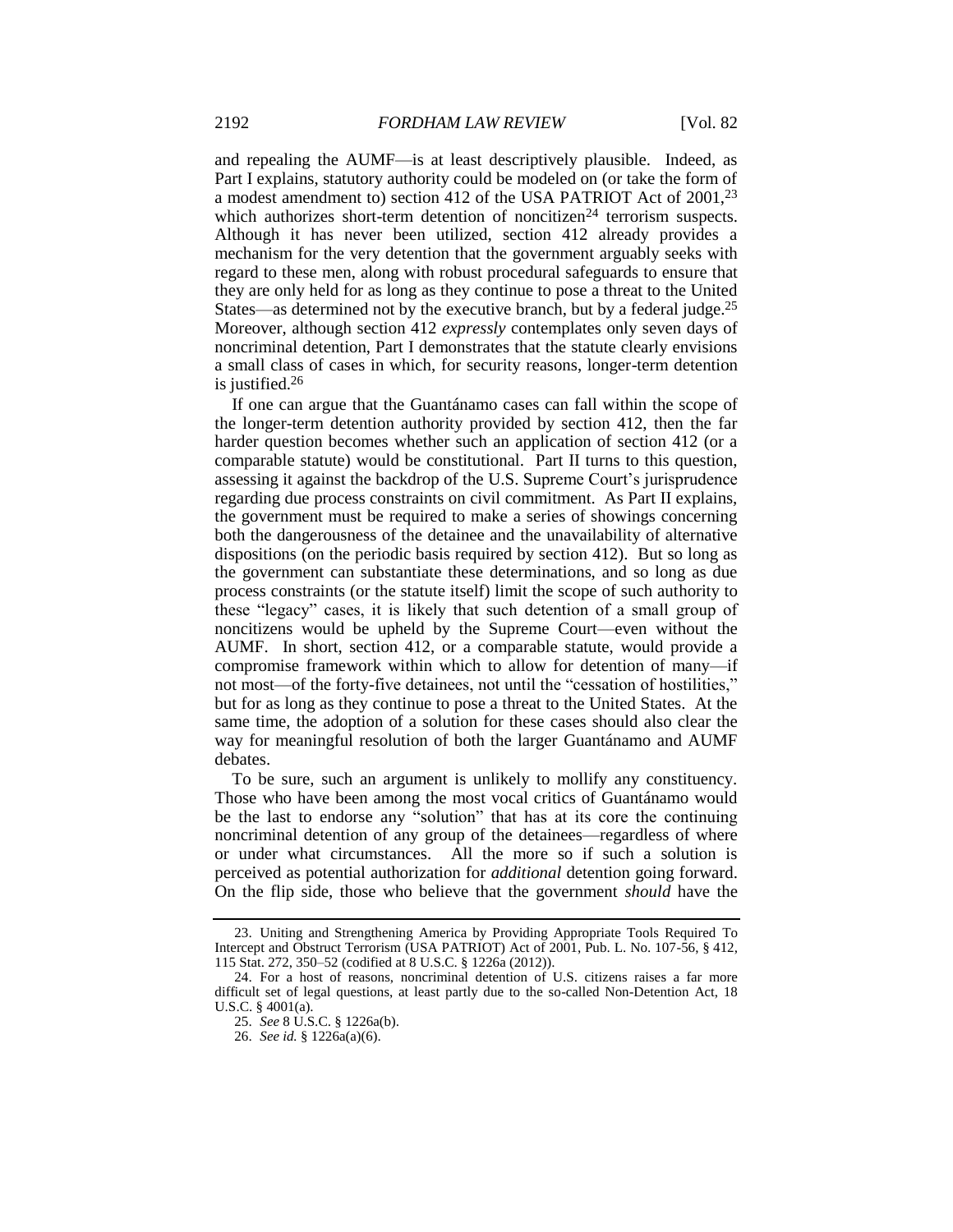and repealing the AUMF—is at least descriptively plausible. Indeed, as Part I explains, statutory authority could be modeled on (or take the form of a modest amendment to) section 412 of the USA PATRIOT Act of 2001,[23] which authorizes short-term detention of noncitizen[24] terrorism suspects. Although it has never been utilized, section 412 already provides a mechanism for the very detention that the government arguably seeks with regard to these men, along with robust procedural safeguards to ensure that they are only held for as long as they continue to pose a threat to the United States—as determined not by the executive branch, but by a federal judge.[25] Moreover, although section 412 *expressly* contemplates only seven days of noncriminal detention, Part I demonstrates that the statute clearly envisions a small class of cases in which, for security reasons, longer-term detention is justified.[26]

If one can argue that the Guantánamo cases can fall within the scope of the longer-term detention authority provided by section 412, then the far harder question becomes whether such an application of section 412 (or a comparable statute) would be constitutional. Part II turns to this question, assessing it against the backdrop of the U.S. Supreme Court's jurisprudence regarding due process constraints on civil commitment. As Part II explains, the government must be required to make a series of showings concerning both the dangerousness of the detainee and the unavailability of alternative dispositions (on the periodic basis required by section 412). But so long as the government can substantiate these determinations, and so long as due process constraints (or the statute itself) limit the scope of such authority to these "legacy" cases, it is likely that such detention of a small group of noncitizens would be upheld by the Supreme Court—even without the AUMF. In short, section 412, or a comparable statute, would provide a compromise framework within which to allow for detention of many—if not most—of the forty-five detainees, not until the "cessation of hostilities," but for as long as they continue to pose a threat to the United States. At the same time, the adoption of a solution for these cases should also clear the way for meaningful resolution of both the larger Guantánamo and AUMF debates.

To be sure, such an argument is unlikely to mollify any constituency. Those who have been among the most vocal critics of Guantánamo would be the last to endorse any "solution" that has at its core the continuing noncriminal detention of any group of the detainees—regardless of where or under what circumstances. All the more so if such a solution is perceived as potential authorization for *additional* detention going forward. On the flip side, those who believe that the government *should* have the

---

23. Uniting and Strengthening America by Providing Appropriate Tools Required To Intercept and Obstruct Terrorism (USA PATRIOT) Act of 2001, Pub. L. No. 107-56, § 412, 115 Stat. 272, 350–52 (codified at 8 U.S.C. § 1226a (2012)).

24. For a host of reasons, noncriminal detention of U.S. citizens raises a far more difficult set of legal questions, at least partly due to the so-called Non-Detention Act, 18 U.S.C. § 4001(a).

25. *See* 8 U.S.C. § 1226a(b).

26. *See id.* § 1226a(a)(6).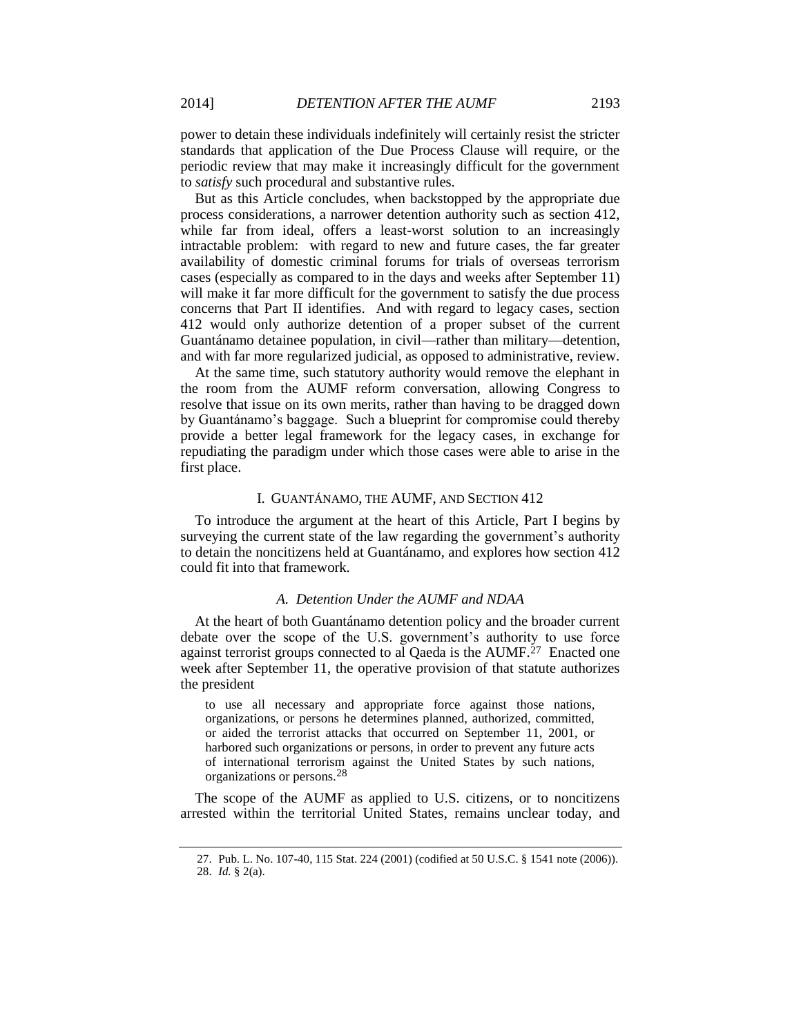power to detain these individuals indefinitely will certainly resist the stricter standards that application of the Due Process Clause will require, or the periodic review that may make it increasingly difficult for the government to *satisfy* such procedural and substantive rules.

But as this Article concludes, when backstopped by the appropriate due process considerations, a narrower detention authority such as section 412, while far from ideal, offers a least-worst solution to an increasingly intractable problem: with regard to new and future cases, the far greater availability of domestic criminal forums for trials of overseas terrorism cases (especially as compared to in the days and weeks after September 11) will make it far more difficult for the government to satisfy the due process concerns that Part II identifies. And with regard to legacy cases, section 412 would only authorize detention of a proper subset of the current Guantánamo detainee population, in civil—rather than military—detention, and with far more regularized judicial, as opposed to administrative, review.

At the same time, such statutory authority would remove the elephant in the room from the AUMF reform conversation, allowing Congress to resolve that issue on its own merits, rather than having to be dragged down by Guantánamo's baggage. Such a blueprint for compromise could thereby provide a better legal framework for the legacy cases, in exchange for repudiating the paradigm under which those cases were able to arise in the first place.

## I. GUANTÁNAMO, THE AUMF, AND SECTION 412

To introduce the argument at the heart of this Article, Part I begins by surveying the current state of the law regarding the government's authority to detain the noncitizens held at Guantánamo, and explores how section 412 could fit into that framework.

### *A. Detention Under the AUMF and NDAA*

At the heart of both Guantánamo detention policy and the broader current debate over the scope of the U.S. government's authority to use force against terrorist groups connected to al Qaeda is the AUMF.[27] Enacted one week after September 11, the operative provision of that statute authorizes the president

> to use all necessary and appropriate force against those nations, organizations, or persons he determines planned, authorized, committed, or aided the terrorist attacks that occurred on September 11, 2001, or harbored such organizations or persons, in order to prevent any future acts of international terrorism against the United States by such nations, organizations or persons.[28]

The scope of the AUMF as applied to U.S. citizens, or to noncitizens arrested within the territorial United States, remains unclear today, and

---

27. Pub. L. No. 107-40, 115 Stat. 224 (2001) (codified at 50 U.S.C. § 1541 note (2006)).

28. *Id.* § 2(a).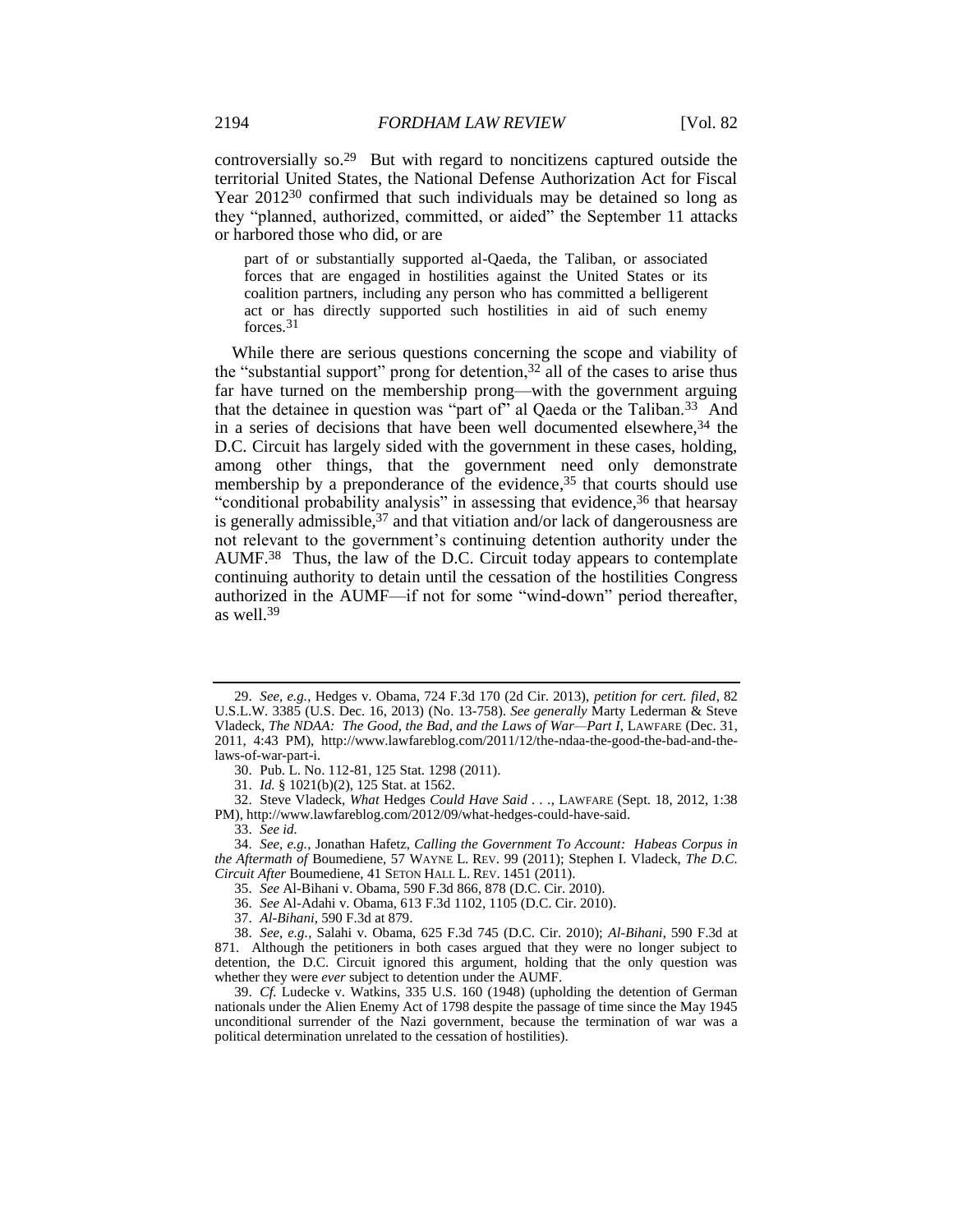controversially so.[29] But with regard to noncitizens captured outside the territorial United States, the National Defense Authorization Act for Fiscal Year 2012[30] confirmed that such individuals may be detained so long as they "planned, authorized, committed, or aided" the September 11 attacks or harbored those who did, or are

> part of or substantially supported al-Qaeda, the Taliban, or associated forces that are engaged in hostilities against the United States or its coalition partners, including any person who has committed a belligerent act or has directly supported such hostilities in aid of such enemy forces.[31]

While there are serious questions concerning the scope and viability of the "substantial support" prong for detention,[32] all of the cases to arise thus far have turned on the membership prong—with the government arguing that the detainee in question was "part of" al Qaeda or the Taliban.[33] And in a series of decisions that have been well documented elsewhere,[34] the D.C. Circuit has largely sided with the government in these cases, holding, among other things, that the government need only demonstrate membership by a preponderance of the evidence,[35] that courts should use "conditional probability analysis" in assessing that evidence,[36] that hearsay is generally admissible,[37] and that vitiation and/or lack of dangerousness are not relevant to the government's continuing detention authority under the AUMF.[38] Thus, the law of the D.C. Circuit today appears to contemplate continuing authority to detain until the cessation of the hostilities Congress authorized in the AUMF—if not for some "wind-down" period thereafter, as well.[39]

---

29. *See, e.g.*, Hedges v. Obama, 724 F.3d 170 (2d Cir. 2013), *petition for cert. filed*, 82 U.S.L.W. 3385 (U.S. Dec. 16, 2013) (No. 13-758). *See generally* Marty Lederman & Steve Vladeck, *The NDAA: The Good, the Bad, and the Laws of War—Part I*, LAWFARE (Dec. 31, 2011, 4:43 PM), http://www.lawfareblog.com/2011/12/the-ndaa-the-good-the-bad-and-the-laws-of-war-part-i.

30. Pub. L. No. 112-81, 125 Stat. 1298 (2011).

31. *Id.* § 1021(b)(2), 125 Stat. at 1562.

32. Steve Vladeck, *What* Hedges *Could Have Said . . .*, LAWFARE (Sept. 18, 2012, 1:38 PM), http://www.lawfareblog.com/2012/09/what-hedges-could-have-said.

33. *See id.*

34. *See, e.g.*, Jonathan Hafetz, *Calling the Government To Account: Habeas Corpus in the Aftermath of* Boumediene, 57 WAYNE L. REV. 99 (2011); Stephen I. Vladeck, *The D.C. Circuit After* Boumediene, 41 SETON HALL L. REV. 1451 (2011).

35. *See* Al-Bihani v. Obama, 590 F.3d 866, 878 (D.C. Cir. 2010).

36. *See* Al-Adahi v. Obama, 613 F.3d 1102, 1105 (D.C. Cir. 2010).

37. *Al-Bihani*, 590 F.3d at 879.

38. *See, e.g.*, Salahi v. Obama, 625 F.3d 745 (D.C. Cir. 2010); *Al-Bihani*, 590 F.3d at 871. Although the petitioners in both cases argued that they were no longer subject to detention, the D.C. Circuit ignored this argument, holding that the only question was whether they were *ever* subject to detention under the AUMF.

39. *Cf.* Ludecke v. Watkins, 335 U.S. 160 (1948) (upholding the detention of German nationals under the Alien Enemy Act of 1798 despite the passage of time since the May 1945 unconditional surrender of the Nazi government, because the termination of war was a political determination unrelated to the cessation of hostilities).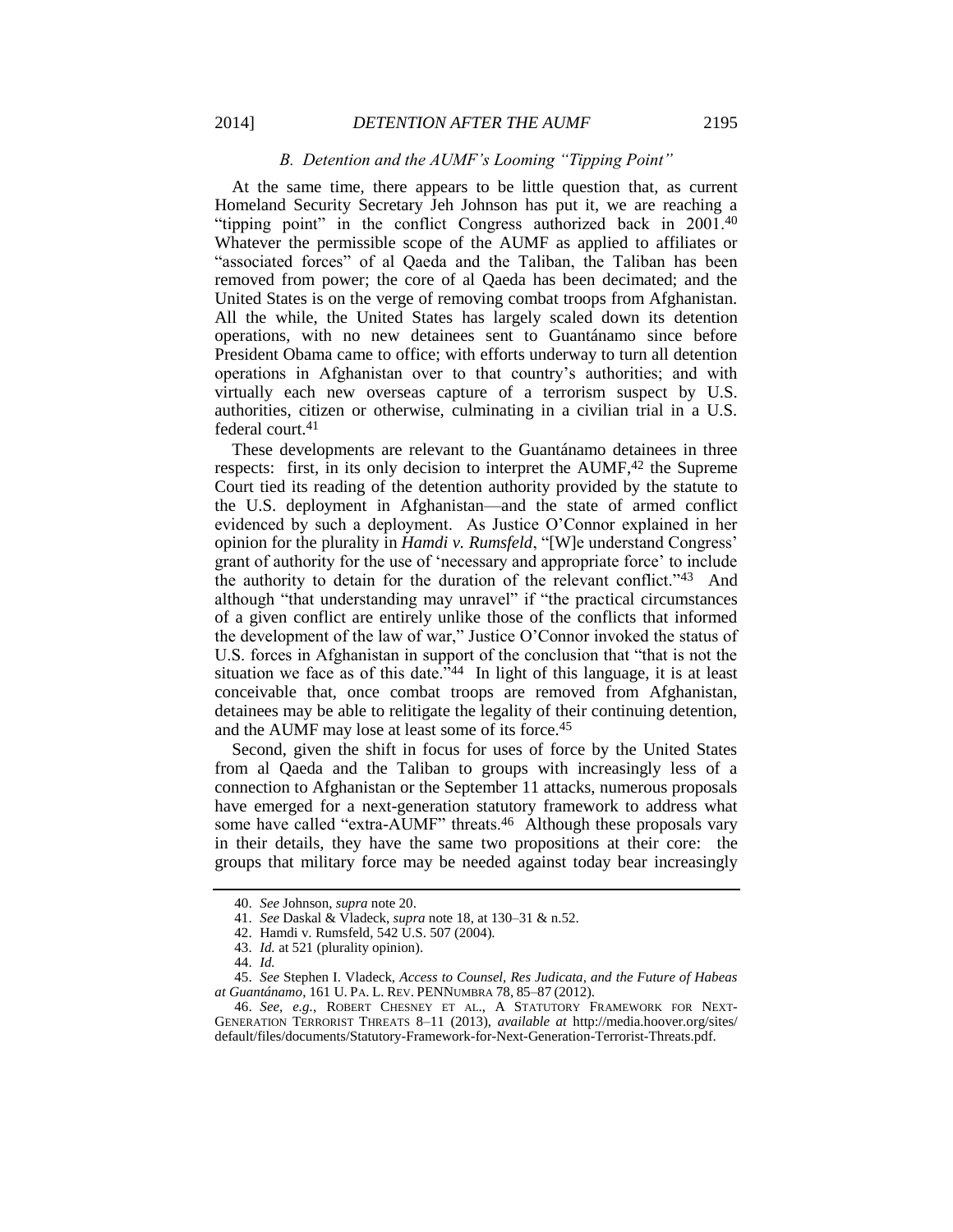### *B. Detention and the AUMF's Looming "Tipping Point"*

At the same time, there appears to be little question that, as current Homeland Security Secretary Jeh Johnson has put it, we are reaching a "tipping point" in the conflict Congress authorized back in 2001.[40] Whatever the permissible scope of the AUMF as applied to affiliates or "associated forces" of al Qaeda and the Taliban, the Taliban has been removed from power; the core of al Qaeda has been decimated; and the United States is on the verge of removing combat troops from Afghanistan. All the while, the United States has largely scaled down its detention operations, with no new detainees sent to Guantánamo since before President Obama came to office; with efforts underway to turn all detention operations in Afghanistan over to that country's authorities; and with virtually each new overseas capture of a terrorism suspect by U.S. authorities, citizen or otherwise, culminating in a civilian trial in a U.S. federal court.[41]

These developments are relevant to the Guantánamo detainees in three respects: first, in its only decision to interpret the AUMF,[42] the Supreme Court tied its reading of the detention authority provided by the statute to the U.S. deployment in Afghanistan—and the state of armed conflict evidenced by such a deployment. As Justice O'Connor explained in her opinion for the plurality in *Hamdi v. Rumsfeld*, "[W]e understand Congress' grant of authority for the use of 'necessary and appropriate force' to include the authority to detain for the duration of the relevant conflict."[43] And although "that understanding may unravel" if "the practical circumstances of a given conflict are entirely unlike those of the conflicts that informed the development of the law of war," Justice O'Connor invoked the status of U.S. forces in Afghanistan in support of the conclusion that "that is not the situation we face as of this date."[44] In light of this language, it is at least conceivable that, once combat troops are removed from Afghanistan, detainees may be able to relitigate the legality of their continuing detention, and the AUMF may lose at least some of its force.[45]

Second, given the shift in focus for uses of force by the United States from al Qaeda and the Taliban to groups with increasingly less of a connection to Afghanistan or the September 11 attacks, numerous proposals have emerged for a next-generation statutory framework to address what some have called "extra-AUMF" threats.[46] Although these proposals vary in their details, they have the same two propositions at their core: the groups that military force may be needed against today bear increasingly

---

40. *See* Johnson, *supra* note 20.

41. *See* Daskal & Vladeck, *supra* note 18, at 130–31 & n.52.

42. Hamdi v. Rumsfeld, 542 U.S. 507 (2004).

43. *Id.* at 521 (plurality opinion).

44. *Id.*

45. *See* Stephen I. Vladeck, *Access to Counsel, Res Judicata, and the Future of Habeas at Guantánamo*, 161 U. PA. L. REV. PENNUMBRA 78, 85–87 (2012).

46. *See, e.g.*, ROBERT CHESNEY ET AL., A STATUTORY FRAMEWORK FOR NEXT-GENERATION TERRORIST THREATS 8–11 (2013), *available at* http://media.hoover.org/sites/default/files/documents/Statutory-Framework-for-Next-Generation-Terrorist-Threats.pdf.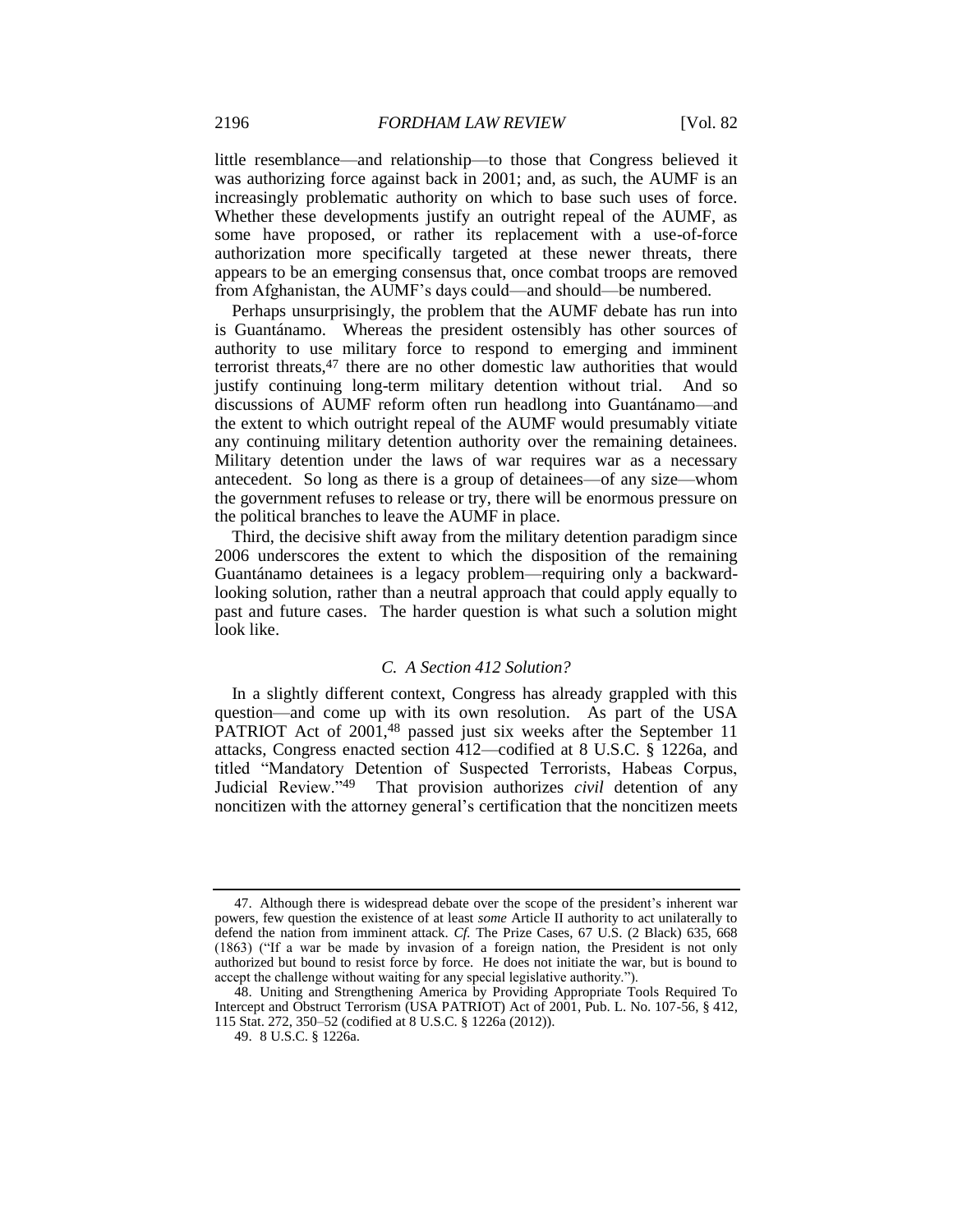little resemblance—and relationship—to those that Congress believed it was authorizing force against back in 2001; and, as such, the AUMF is an increasingly problematic authority on which to base such uses of force. Whether these developments justify an outright repeal of the AUMF, as some have proposed, or rather its replacement with a use-of-force authorization more specifically targeted at these newer threats, there appears to be an emerging consensus that, once combat troops are removed from Afghanistan, the AUMF's days could—and should—be numbered.

Perhaps unsurprisingly, the problem that the AUMF debate has run into is Guantánamo. Whereas the president ostensibly has other sources of authority to use military force to respond to emerging and imminent terrorist threats,[47] there are no other domestic law authorities that would justify continuing long-term military detention without trial. And so discussions of AUMF reform often run headlong into Guantánamo—and the extent to which outright repeal of the AUMF would presumably vitiate any continuing military detention authority over the remaining detainees. Military detention under the laws of war requires war as a necessary antecedent. So long as there is a group of detainees—of any size—whom the government refuses to release or try, there will be enormous pressure on the political branches to leave the AUMF in place.

Third, the decisive shift away from the military detention paradigm since 2006 underscores the extent to which the disposition of the remaining Guantánamo detainees is a legacy problem—requiring only a backward-looking solution, rather than a neutral approach that could apply equally to past and future cases. The harder question is what such a solution might look like.

### *C. A Section 412 Solution?*

In a slightly different context, Congress has already grappled with this question—and come up with its own resolution. As part of the USA PATRIOT Act of 2001,[48] passed just six weeks after the September 11 attacks, Congress enacted section 412—codified at 8 U.S.C. § 1226a, and titled "Mandatory Detention of Suspected Terrorists, Habeas Corpus, Judicial Review."[49] That provision authorizes *civil* detention of any noncitizen with the attorney general's certification that the noncitizen meets

---

47. Although there is widespread debate over the scope of the president's inherent war powers, few question the existence of at least *some* Article II authority to act unilaterally to defend the nation from imminent attack. *Cf.* The Prize Cases, 67 U.S. (2 Black) 635, 668 (1863) ("If a war be made by invasion of a foreign nation, the President is not only authorized but bound to resist force by force. He does not initiate the war, but is bound to accept the challenge without waiting for any special legislative authority.").

48. Uniting and Strengthening America by Providing Appropriate Tools Required To Intercept and Obstruct Terrorism (USA PATRIOT) Act of 2001, Pub. L. No. 107-56, § 412, 115 Stat. 272, 350–52 (codified at 8 U.S.C. § 1226a (2012)).

49. 8 U.S.C. § 1226a.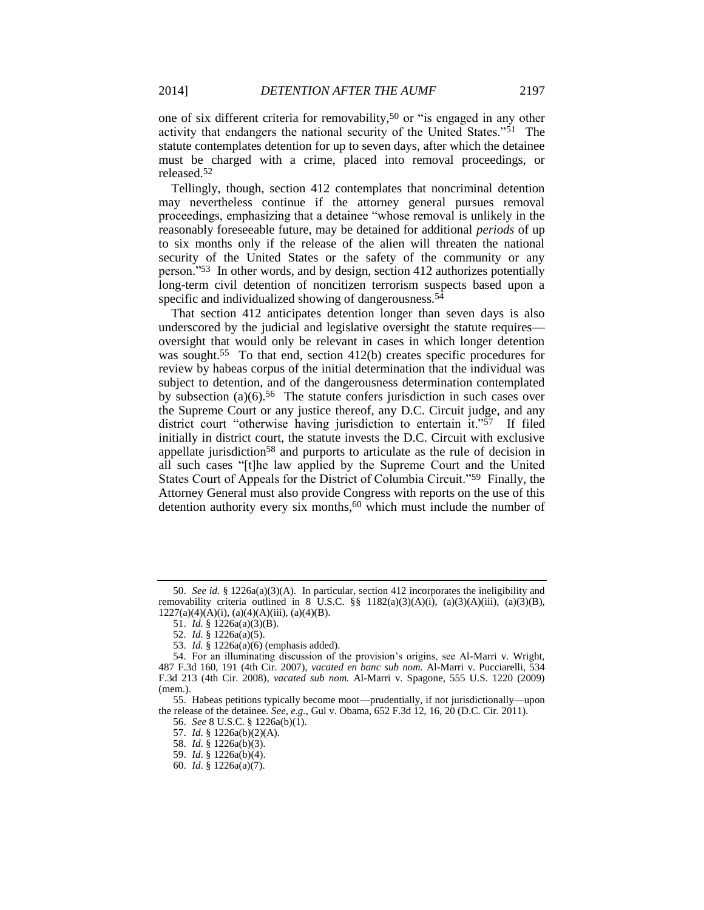one of six different criteria for removability,[50] or "is engaged in any other activity that endangers the national security of the United States."[51] The statute contemplates detention for up to seven days, after which the detainee must be charged with a crime, placed into removal proceedings, or released.[52]

Tellingly, though, section 412 contemplates that noncriminal detention may nevertheless continue if the attorney general pursues removal proceedings, emphasizing that a detainee "whose removal is unlikely in the reasonably foreseeable future, may be detained for additional *periods* of up to six months only if the release of the alien will threaten the national security of the United States or the safety of the community or any person."[53] In other words, and by design, section 412 authorizes potentially long-term civil detention of noncitizen terrorism suspects based upon a specific and individualized showing of dangerousness.[54]

That section 412 anticipates detention longer than seven days is also underscored by the judicial and legislative oversight the statute requires—oversight that would only be relevant in cases in which longer detention was sought.[55] To that end, section 412(b) creates specific procedures for review by habeas corpus of the initial determination that the individual was subject to detention, and of the dangerousness determination contemplated by subsection (a)(6).[56] The statute confers jurisdiction in such cases over the Supreme Court or any justice thereof, any D.C. Circuit judge, and any district court "otherwise having jurisdiction to entertain it."[57] If filed initially in district court, the statute invests the D.C. Circuit with exclusive appellate jurisdiction[58] and purports to articulate as the rule of decision in all such cases "[t]he law applied by the Supreme Court and the United States Court of Appeals for the District of Columbia Circuit."[59] Finally, the Attorney General must also provide Congress with reports on the use of this detention authority every six months,[60] which must include the number of

---

50. *See id.* § 1226a(a)(3)(A). In particular, section 412 incorporates the ineligibility and removability criteria outlined in 8 U.S.C. §§ 1182(a)(3)(A)(i), (a)(3)(A)(iii), (a)(3)(B), 1227(a)(4)(A)(i), (a)(4)(A)(iii), (a)(4)(B).

51. *Id.* § 1226a(a)(3)(B).

52. *Id.* § 1226a(a)(5).

53. *Id.* § 1226a(a)(6) (emphasis added).

54. For an illuminating discussion of the provision's origins, see Al-Marri v. Wright, 487 F.3d 160, 191 (4th Cir. 2007), *vacated en banc sub nom.* Al-Marri v. Pucciarelli, 534 F.3d 213 (4th Cir. 2008), *vacated sub nom.* Al-Marri v. Spagone, 555 U.S. 1220 (2009) (mem.).

55. Habeas petitions typically become moot—prudentially, if not jurisdictionally—upon the release of the detainee. *See, e.g.*, Gul v. Obama, 652 F.3d 12, 16, 20 (D.C. Cir. 2011).

56. *See* 8 U.S.C. § 1226a(b)(1).

57. *Id*. § 1226a(b)(2)(A).

58. *Id*. § 1226a(b)(3).

59. *Id*. § 1226a(b)(4).

60. *Id*. § 1226a(a)(7).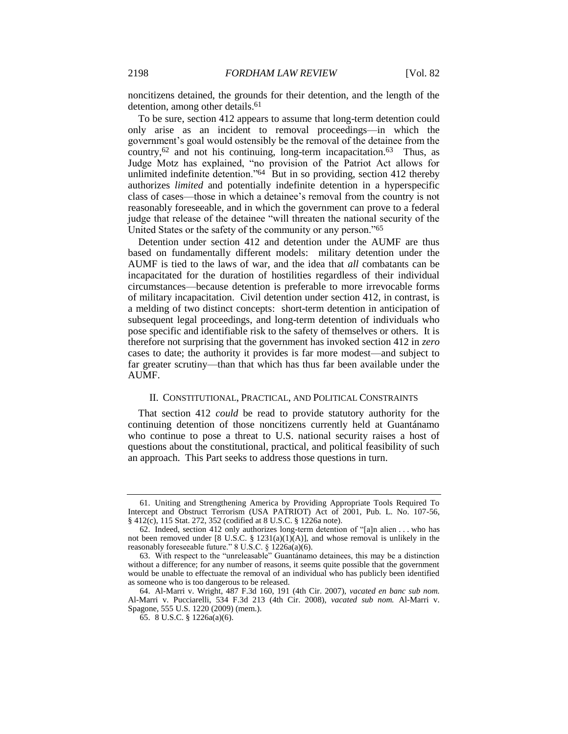noncitizens detained, the grounds for their detention, and the length of the detention, among other details.[61]

To be sure, section 412 appears to assume that long-term detention could only arise as an incident to removal proceedings—in which the government's goal would ostensibly be the removal of the detainee from the country,[62] and not his continuing, long-term incapacitation.[63] Thus, as Judge Motz has explained, "no provision of the Patriot Act allows for unlimited indefinite detention."[64] But in so providing, section 412 thereby authorizes *limited* and potentially indefinite detention in a hyperspecific class of cases—those in which a detainee's removal from the country is not reasonably foreseeable, and in which the government can prove to a federal judge that release of the detainee "will threaten the national security of the United States or the safety of the community or any person."[65]

Detention under section 412 and detention under the AUMF are thus based on fundamentally different models: military detention under the AUMF is tied to the laws of war, and the idea that *all* combatants can be incapacitated for the duration of hostilities regardless of their individual circumstances—because detention is preferable to more irrevocable forms of military incapacitation. Civil detention under section 412, in contrast, is a melding of two distinct concepts: short-term detention in anticipation of subsequent legal proceedings, and long-term detention of individuals who pose specific and identifiable risk to the safety of themselves or others. It is therefore not surprising that the government has invoked section 412 in *zero* cases to date; the authority it provides is far more modest—and subject to far greater scrutiny—than that which has thus far been available under the AUMF.

## II. CONSTITUTIONAL, PRACTICAL, AND POLITICAL CONSTRAINTS

That section 412 *could* be read to provide statutory authority for the continuing detention of those noncitizens currently held at Guantánamo who continue to pose a threat to U.S. national security raises a host of questions about the constitutional, practical, and political feasibility of such an approach. This Part seeks to address those questions in turn.

---

61. Uniting and Strengthening America by Providing Appropriate Tools Required To Intercept and Obstruct Terrorism (USA PATRIOT) Act of 2001, Pub. L. No. 107-56, § 412(c), 115 Stat. 272, 352 (codified at 8 U.S.C. § 1226a note).

62. Indeed, section 412 only authorizes long-term detention of "[a]n alien . . . who has not been removed under [8 U.S.C. § 1231(a)(1)(A)], and whose removal is unlikely in the reasonably foreseeable future." 8 U.S.C. § 1226a(a)(6).

63. With respect to the "unreleasable" Guantánamo detainees, this may be a distinction without a difference; for any number of reasons, it seems quite possible that the government would be unable to effectuate the removal of an individual who has publicly been identified as someone who is too dangerous to be released.

64. Al-Marri v. Wright, 487 F.3d 160, 191 (4th Cir. 2007), *vacated en banc sub nom.* Al-Marri v. Pucciarelli, 534 F.3d 213 (4th Cir. 2008), *vacated sub nom.* Al-Marri v. Spagone, 555 U.S. 1220 (2009) (mem.).

65. 8 U.S.C. § 1226a(a)(6).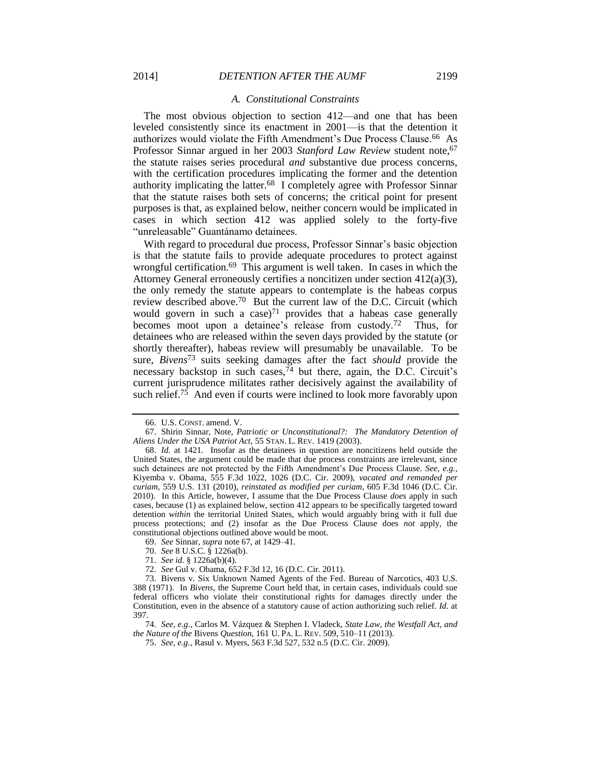### *A. Constitutional Constraints*

The most obvious objection to section 412—and one that has been leveled consistently since its enactment in 2001—is that the detention it authorizes would violate the Fifth Amendment's Due Process Clause.[66] As Professor Sinnar argued in her 2003 *Stanford Law Review* student note,[67] the statute raises series procedural *and* substantive due process concerns, with the certification procedures implicating the former and the detention authority implicating the latter.[68] I completely agree with Professor Sinnar that the statute raises both sets of concerns; the critical point for present purposes is that, as explained below, neither concern would be implicated in cases in which section 412 was applied solely to the forty-five "unreleasable" Guantánamo detainees.

With regard to procedural due process, Professor Sinnar's basic objection is that the statute fails to provide adequate procedures to protect against wrongful certification.[69] This argument is well taken. In cases in which the Attorney General erroneously certifies a noncitizen under section 412(a)(3), the only remedy the statute appears to contemplate is the habeas corpus review described above.[70] But the current law of the D.C. Circuit (which would govern in such a case)[71] provides that a habeas case generally becomes moot upon a detainee's release from custody.[72] Thus, for detainees who are released within the seven days provided by the statute (or shortly thereafter), habeas review will presumably be unavailable. To be sure, *Bivens*[73] suits seeking damages after the fact *should* provide the necessary backstop in such cases,[74] but there, again, the D.C. Circuit's current jurisprudence militates rather decisively against the availability of such relief.[75] And even if courts were inclined to look more favorably upon

---

66. U.S. CONST. amend. V.

67. Shirin Sinnar, Note, *Patriotic or Unconstitutional?: The Mandatory Detention of Aliens Under the USA Patriot Act*, 55 STAN. L. REV. 1419 (2003).

68. *Id.* at 1421. Insofar as the detainees in question are noncitizens held outside the United States, the argument could be made that due process constraints are irrelevant, since such detainees are not protected by the Fifth Amendment's Due Process Clause. *See, e.g.*, Kiyemba v. Obama, 555 F.3d 1022, 1026 (D.C. Cir. 2009), *vacated and remanded per curiam*, 559 U.S. 131 (2010), *reinstated as modified per curiam*, 605 F.3d 1046 (D.C. Cir. 2010). In this Article, however, I assume that the Due Process Clause *does* apply in such cases, because (1) as explained below, section 412 appears to be specifically targeted toward detention *within* the territorial United States, which would arguably bring with it full due process protections; and (2) insofar as the Due Process Clause does *not* apply, the constitutional objections outlined above would be moot.

69. *See* Sinnar, *supra* note 67, at 1429–41.

70. *See* 8 U.S.C. § 1226a(b).

71. *See id.* § 1226a(b)(4).

72. *See* Gul v. Obama, 652 F.3d 12, 16 (D.C. Cir. 2011).

73. Bivens v. Six Unknown Named Agents of the Fed. Bureau of Narcotics, 403 U.S. 388 (1971). In *Bivens*, the Supreme Court held that, in certain cases, individuals could sue federal officers who violate their constitutional rights for damages directly under the Constitution, even in the absence of a statutory cause of action authorizing such relief. *Id.* at 397.

74. *See, e.g.*, Carlos M. Vázquez & Stephen I. Vladeck, *State Law, the Westfall Act, and the Nature of the* Bivens *Question*, 161 U. PA. L. REV. 509, 510–11 (2013).

75. *See, e.g.*, Rasul v. Myers, 563 F.3d 527, 532 n.5 (D.C. Cir. 2009).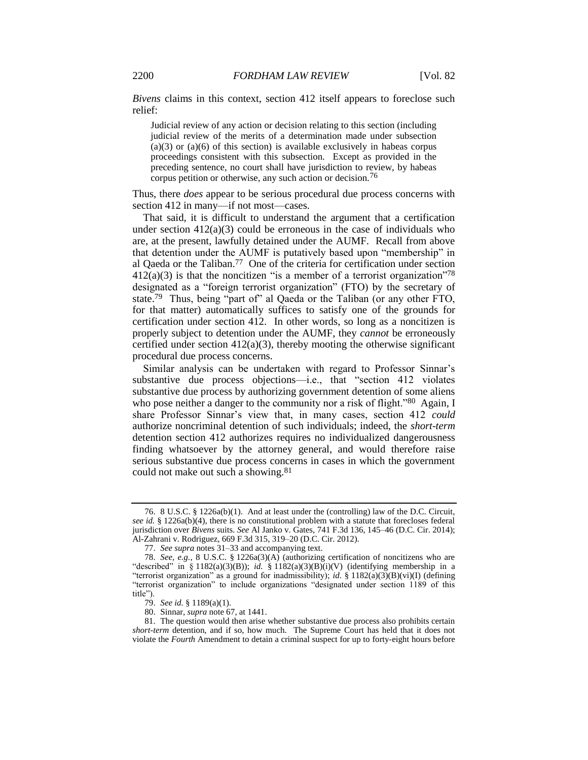*Bivens* claims in this context, section 412 itself appears to foreclose such relief:

> Judicial review of any action or decision relating to this section (including judicial review of the merits of a determination made under subsection (a)(3) or (a)(6) of this section) is available exclusively in habeas corpus proceedings consistent with this subsection. Except as provided in the preceding sentence, no court shall have jurisdiction to review, by habeas corpus petition or otherwise, any such action or decision.[76]

Thus, there *does* appear to be serious procedural due process concerns with section 412 in many—if not most—cases.

That said, it is difficult to understand the argument that a certification under section 412(a)(3) could be erroneous in the case of individuals who are, at the present, lawfully detained under the AUMF. Recall from above that detention under the AUMF is putatively based upon "membership" in al Qaeda or the Taliban.[77] One of the criteria for certification under section 412(a)(3) is that the noncitizen "is a member of a terrorist organization"[78] designated as a "foreign terrorist organization" (FTO) by the secretary of state.[79] Thus, being "part of" al Qaeda or the Taliban (or any other FTO, for that matter) automatically suffices to satisfy one of the grounds for certification under section 412. In other words, so long as a noncitizen is properly subject to detention under the AUMF, they *cannot* be erroneously certified under section 412(a)(3), thereby mooting the otherwise significant procedural due process concerns.

Similar analysis can be undertaken with regard to Professor Sinnar's substantive due process objections—i.e., that "section 412 violates substantive due process by authorizing government detention of some aliens who pose neither a danger to the community nor a risk of flight."[80] Again, I share Professor Sinnar's view that, in many cases, section 412 *could* authorize noncriminal detention of such individuals; indeed, the *short-term* detention section 412 authorizes requires no individualized dangerousness finding whatsoever by the attorney general, and would therefore raise serious substantive due process concerns in cases in which the government could not make out such a showing.[81]

---

76. 8 U.S.C. § 1226a(b)(1). And at least under the (controlling) law of the D.C. Circuit, *see id.* § 1226a(b)(4), there is no constitutional problem with a statute that forecloses federal jurisdiction over *Bivens* suits. *See* Al Janko v. Gates, 741 F.3d 136, 145–46 (D.C. Cir. 2014); Al-Zahrani v. Rodriguez, 669 F.3d 315, 319–20 (D.C. Cir. 2012).

77. *See supra* notes 31–33 and accompanying text.

78. *See, e.g.*, 8 U.S.C. § 1226a(3)(A) (authorizing certification of noncitizens who are "described" in § 1182(a)(3)(B)); *id.* § 1182(a)(3)(B)(i)(V) (identifying membership in a "terrorist organization" as a ground for inadmissibility); *id.* § 1182(a)(3)(B)(vi)(I) (defining "terrorist organization" to include organizations "designated under section 1189 of this title").

79. *See id.* § 1189(a)(1).

80. Sinnar, *supra* note 67, at 1441.

81. The question would then arise whether substantive due process also prohibits certain *short-term* detention, and if so, how much. The Supreme Court has held that it does not violate the *Fourth* Amendment to detain a criminal suspect for up to forty-eight hours before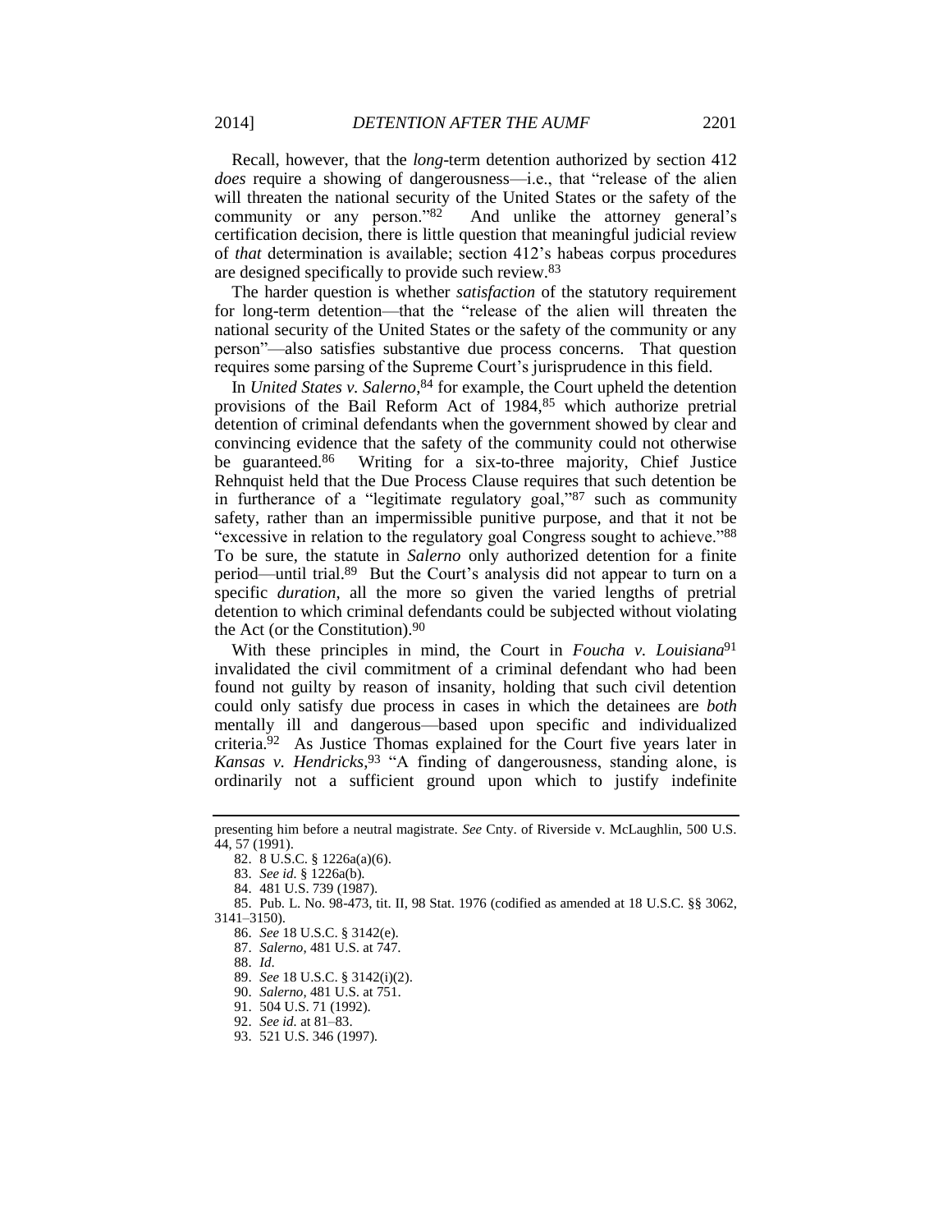Recall, however, that the *long*-term detention authorized by section 412 *does* require a showing of dangerousness—i.e., that "release of the alien will threaten the national security of the United States or the safety of the community or any person."[82] And unlike the attorney general's certification decision, there is little question that meaningful judicial review of *that* determination is available; section 412's habeas corpus procedures are designed specifically to provide such review.[83]

The harder question is whether *satisfaction* of the statutory requirement for long-term detention—that the "release of the alien will threaten the national security of the United States or the safety of the community or any person"—also satisfies substantive due process concerns. That question requires some parsing of the Supreme Court's jurisprudence in this field.

In *United States v. Salerno*,[84] for example, the Court upheld the detention provisions of the Bail Reform Act of 1984,[85] which authorize pretrial detention of criminal defendants when the government showed by clear and convincing evidence that the safety of the community could not otherwise be guaranteed.[86] Writing for a six-to-three majority, Chief Justice Rehnquist held that the Due Process Clause requires that such detention be in furtherance of a "legitimate regulatory goal,"[87] such as community safety, rather than an impermissible punitive purpose, and that it not be "excessive in relation to the regulatory goal Congress sought to achieve."[88] To be sure, the statute in *Salerno* only authorized detention for a finite period—until trial.[89] But the Court's analysis did not appear to turn on a specific *duration*, all the more so given the varied lengths of pretrial detention to which criminal defendants could be subjected without violating the Act (or the Constitution).[90]

With these principles in mind, the Court in *Foucha v. Louisiana*[91] invalidated the civil commitment of a criminal defendant who had been found not guilty by reason of insanity, holding that such civil detention could only satisfy due process in cases in which the detainees are *both* mentally ill and dangerous—based upon specific and individualized criteria.[92] As Justice Thomas explained for the Court five years later in *Kansas v. Hendricks*,[93] "A finding of dangerousness, standing alone, is ordinarily not a sufficient ground upon which to justify indefinite

---

presenting him before a neutral magistrate. *See* Cnty. of Riverside v. McLaughlin, 500 U.S. 44, 57 (1991).

82. 8 U.S.C. § 1226a(a)(6).

83. *See id.* § 1226a(b).

84. 481 U.S. 739 (1987).

85. Pub. L. No. 98-473, tit. II, 98 Stat. 1976 (codified as amended at 18 U.S.C. §§ 3062, 3141–3150).

86. *See* 18 U.S.C. § 3142(e).

87. *Salerno*, 481 U.S. at 747.

88. *Id*.

89. *See* 18 U.S.C. § 3142(i)(2).

90. *Salerno*, 481 U.S. at 751.

91. 504 U.S. 71 (1992).

92. *See id.* at 81–83.

93. 521 U.S. 346 (1997).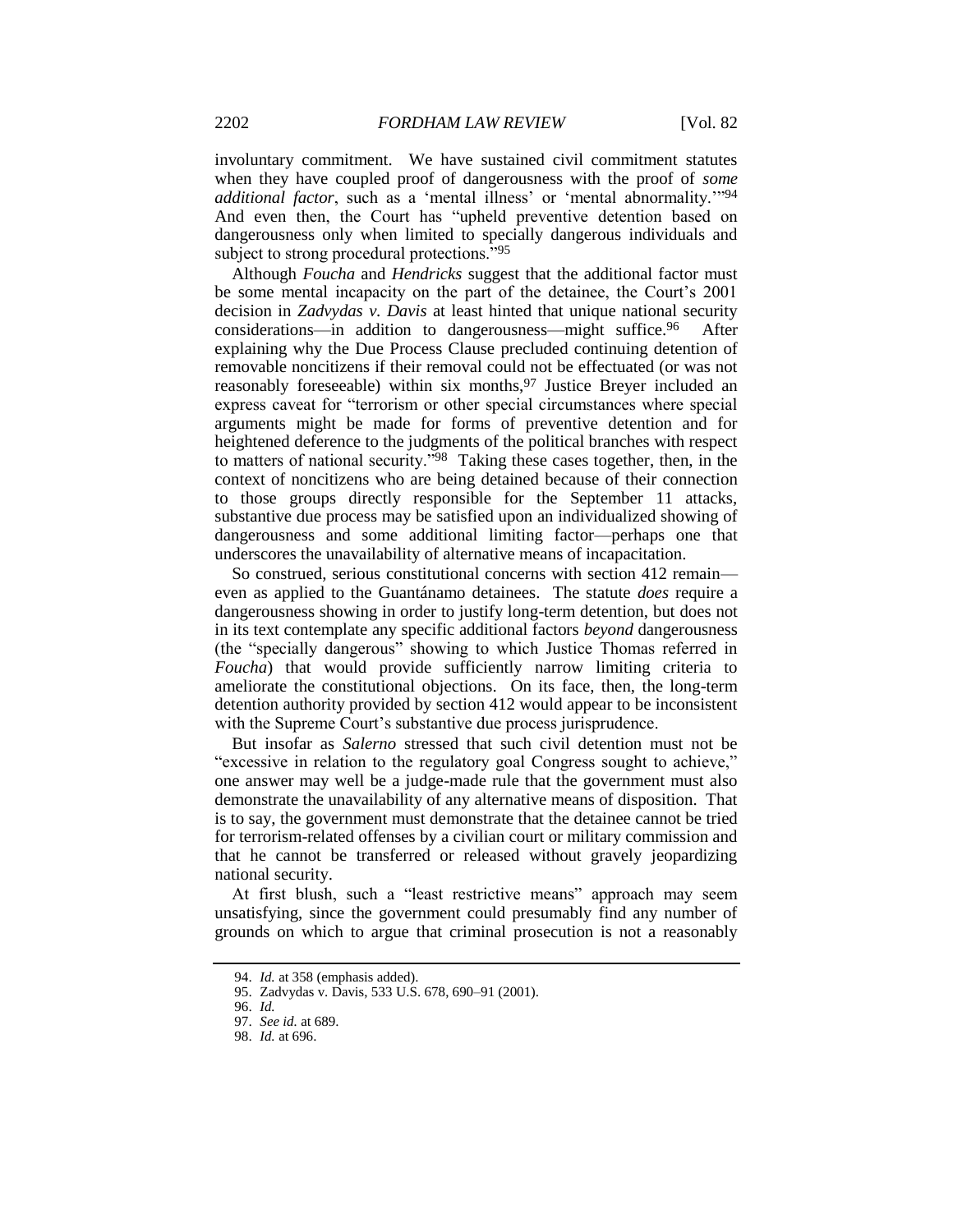involuntary commitment. We have sustained civil commitment statutes when they have coupled proof of dangerousness with the proof of *some additional factor*, such as a 'mental illness' or 'mental abnormality.'"[94] And even then, the Court has "upheld preventive detention based on dangerousness only when limited to specially dangerous individuals and subject to strong procedural protections."[95]

Although *Foucha* and *Hendricks* suggest that the additional factor must be some mental incapacity on the part of the detainee, the Court's 2001 decision in *Zadvydas v. Davis* at least hinted that unique national security considerations—in addition to dangerousness—might suffice.[96] After explaining why the Due Process Clause precluded continuing detention of removable noncitizens if their removal could not be effectuated (or was not reasonably foreseeable) within six months,[97] Justice Breyer included an express caveat for "terrorism or other special circumstances where special arguments might be made for forms of preventive detention and for heightened deference to the judgments of the political branches with respect to matters of national security."[98] Taking these cases together, then, in the context of noncitizens who are being detained because of their connection to those groups directly responsible for the September 11 attacks, substantive due process may be satisfied upon an individualized showing of dangerousness and some additional limiting factor—perhaps one that underscores the unavailability of alternative means of incapacitation.

So construed, serious constitutional concerns with section 412 remain—even as applied to the Guantánamo detainees. The statute *does* require a dangerousness showing in order to justify long-term detention, but does not in its text contemplate any specific additional factors *beyond* dangerousness (the "specially dangerous" showing to which Justice Thomas referred in *Foucha*) that would provide sufficiently narrow limiting criteria to ameliorate the constitutional objections. On its face, then, the long-term detention authority provided by section 412 would appear to be inconsistent with the Supreme Court's substantive due process jurisprudence.

But insofar as *Salerno* stressed that such civil detention must not be "excessive in relation to the regulatory goal Congress sought to achieve," one answer may well be a judge-made rule that the government must also demonstrate the unavailability of any alternative means of disposition. That is to say, the government must demonstrate that the detainee cannot be tried for terrorism-related offenses by a civilian court or military commission and that he cannot be transferred or released without gravely jeopardizing national security.

At first blush, such a "least restrictive means" approach may seem unsatisfying, since the government could presumably find any number of grounds on which to argue that criminal prosecution is not a reasonably

---

94. *Id.* at 358 (emphasis added).

95. Zadvydas v. Davis, 533 U.S. 678, 690–91 (2001).

96. *Id.*

97. *See id.* at 689.

98. *Id.* at 696.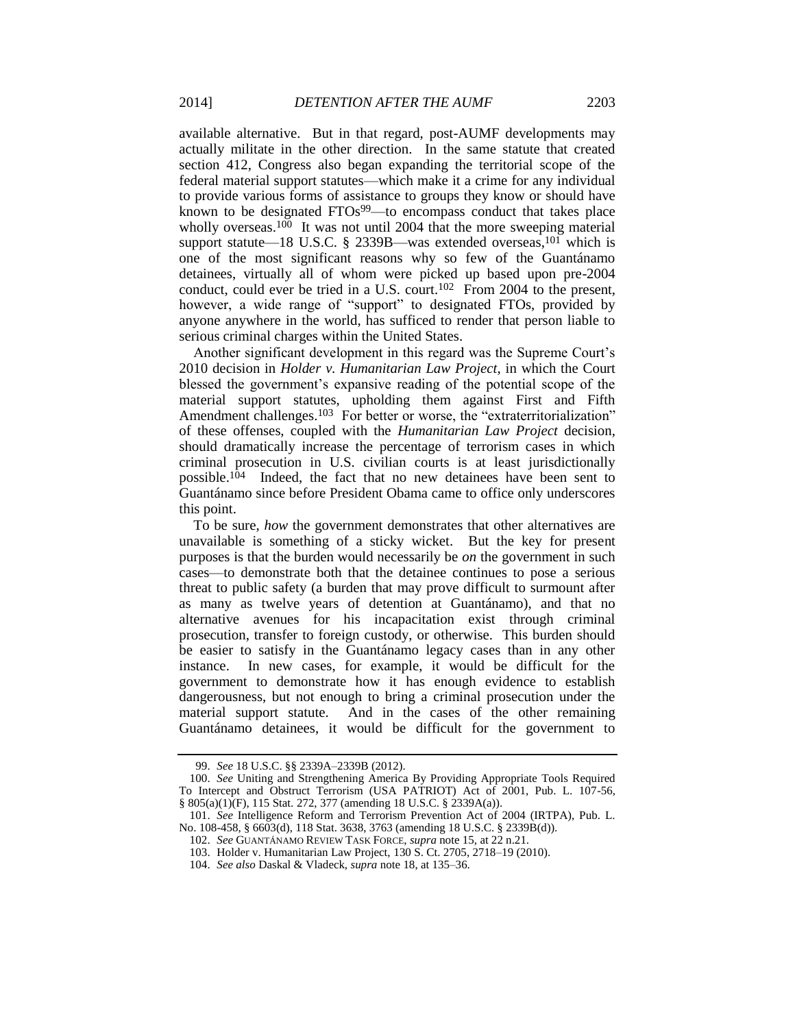available alternative. But in that regard, post-AUMF developments may actually militate in the other direction. In the same statute that created section 412, Congress also began expanding the territorial scope of the federal material support statutes—which make it a crime for any individual to provide various forms of assistance to groups they know or should have known to be designated FTOs[99]—to encompass conduct that takes place wholly overseas.[100] It was not until 2004 that the more sweeping material support statute—18 U.S.C. § 2339B—was extended overseas,[101] which is one of the most significant reasons why so few of the Guantánamo detainees, virtually all of whom were picked up based upon pre-2004 conduct, could ever be tried in a U.S. court.[102] From 2004 to the present, however, a wide range of "support" to designated FTOs, provided by anyone anywhere in the world, has sufficed to render that person liable to serious criminal charges within the United States.

Another significant development in this regard was the Supreme Court's 2010 decision in *Holder v. Humanitarian Law Project*, in which the Court blessed the government's expansive reading of the potential scope of the material support statutes, upholding them against First and Fifth Amendment challenges.[103] For better or worse, the "extraterritorialization" of these offenses, coupled with the *Humanitarian Law Project* decision, should dramatically increase the percentage of terrorism cases in which criminal prosecution in U.S. civilian courts is at least jurisdictionally possible.[104] Indeed, the fact that no new detainees have been sent to Guantánamo since before President Obama came to office only underscores this point.

To be sure, *how* the government demonstrates that other alternatives are unavailable is something of a sticky wicket. But the key for present purposes is that the burden would necessarily be *on* the government in such cases—to demonstrate both that the detainee continues to pose a serious threat to public safety (a burden that may prove difficult to surmount after as many as twelve years of detention at Guantánamo), and that no alternative avenues for his incapacitation exist through criminal prosecution, transfer to foreign custody, or otherwise. This burden should be easier to satisfy in the Guantánamo legacy cases than in any other instance. In new cases, for example, it would be difficult for the government to demonstrate how it has enough evidence to establish dangerousness, but not enough to bring a criminal prosecution under the material support statute. And in the cases of the other remaining Guantánamo detainees, it would be difficult for the government to

---

99. *See* 18 U.S.C. §§ 2339A–2339B (2012).

100. *See* Uniting and Strengthening America By Providing Appropriate Tools Required To Intercept and Obstruct Terrorism (USA PATRIOT) Act of 2001, Pub. L. 107-56, § 805(a)(1)(F), 115 Stat. 272, 377 (amending 18 U.S.C. § 2339A(a)).

101. *See* Intelligence Reform and Terrorism Prevention Act of 2004 (IRTPA), Pub. L. No. 108-458, § 6603(d), 118 Stat. 3638, 3763 (amending 18 U.S.C. § 2339B(d)).

102. *See* GUANTÁNAMO REVIEW TASK FORCE, *supra* note 15, at 22 n.21.

103. Holder v. Humanitarian Law Project, 130 S. Ct. 2705, 2718–19 (2010).

104. *See also* Daskal & Vladeck, *supra* note 18, at 135–36.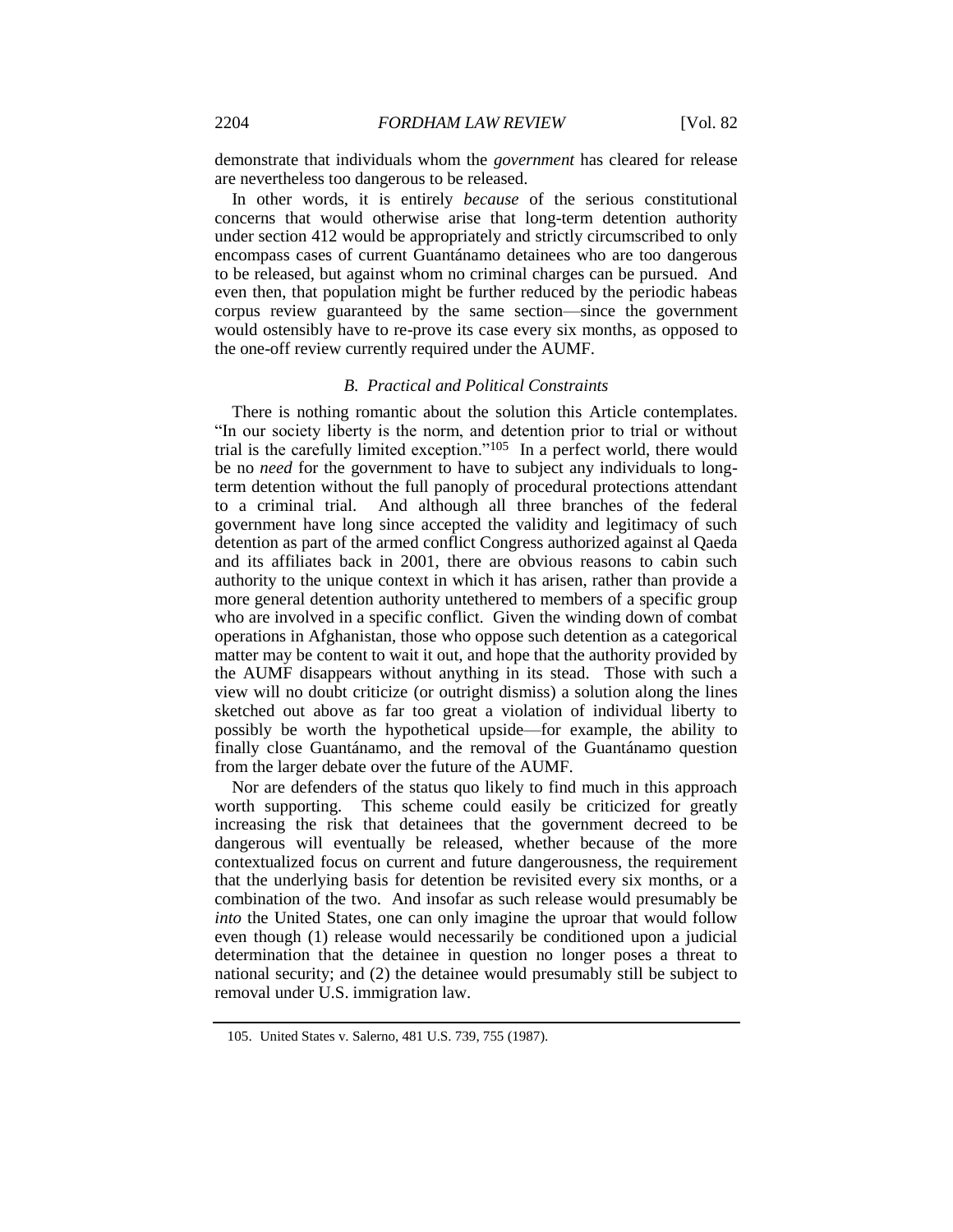demonstrate that individuals whom the *government* has cleared for release are nevertheless too dangerous to be released.

In other words, it is entirely *because* of the serious constitutional concerns that would otherwise arise that long-term detention authority under section 412 would be appropriately and strictly circumscribed to only encompass cases of current Guantánamo detainees who are too dangerous to be released, but against whom no criminal charges can be pursued. And even then, that population might be further reduced by the periodic habeas corpus review guaranteed by the same section—since the government would ostensibly have to re-prove its case every six months, as opposed to the one-off review currently required under the AUMF.

### *B. Practical and Political Constraints*

There is nothing romantic about the solution this Article contemplates. "In our society liberty is the norm, and detention prior to trial or without trial is the carefully limited exception."[105] In a perfect world, there would be no *need* for the government to have to subject any individuals to long-term detention without the full panoply of procedural protections attendant to a criminal trial. And although all three branches of the federal government have long since accepted the validity and legitimacy of such detention as part of the armed conflict Congress authorized against al Qaeda and its affiliates back in 2001, there are obvious reasons to cabin such authority to the unique context in which it has arisen, rather than provide a more general detention authority untethered to members of a specific group who are involved in a specific conflict. Given the winding down of combat operations in Afghanistan, those who oppose such detention as a categorical matter may be content to wait it out, and hope that the authority provided by the AUMF disappears without anything in its stead. Those with such a view will no doubt criticize (or outright dismiss) a solution along the lines sketched out above as far too great a violation of individual liberty to possibly be worth the hypothetical upside—for example, the ability to finally close Guantánamo, and the removal of the Guantánamo question from the larger debate over the future of the AUMF.

Nor are defenders of the status quo likely to find much in this approach worth supporting. This scheme could easily be criticized for greatly increasing the risk that detainees that the government decreed to be dangerous will eventually be released, whether because of the more contextualized focus on current and future dangerousness, the requirement that the underlying basis for detention be revisited every six months, or a combination of the two. And insofar as such release would presumably be *into* the United States, one can only imagine the uproar that would follow even though (1) release would necessarily be conditioned upon a judicial determination that the detainee in question no longer poses a threat to national security; and (2) the detainee would presumably still be subject to removal under U.S. immigration law.

105. United States v. Salerno, 481 U.S. 739, 755 (1987).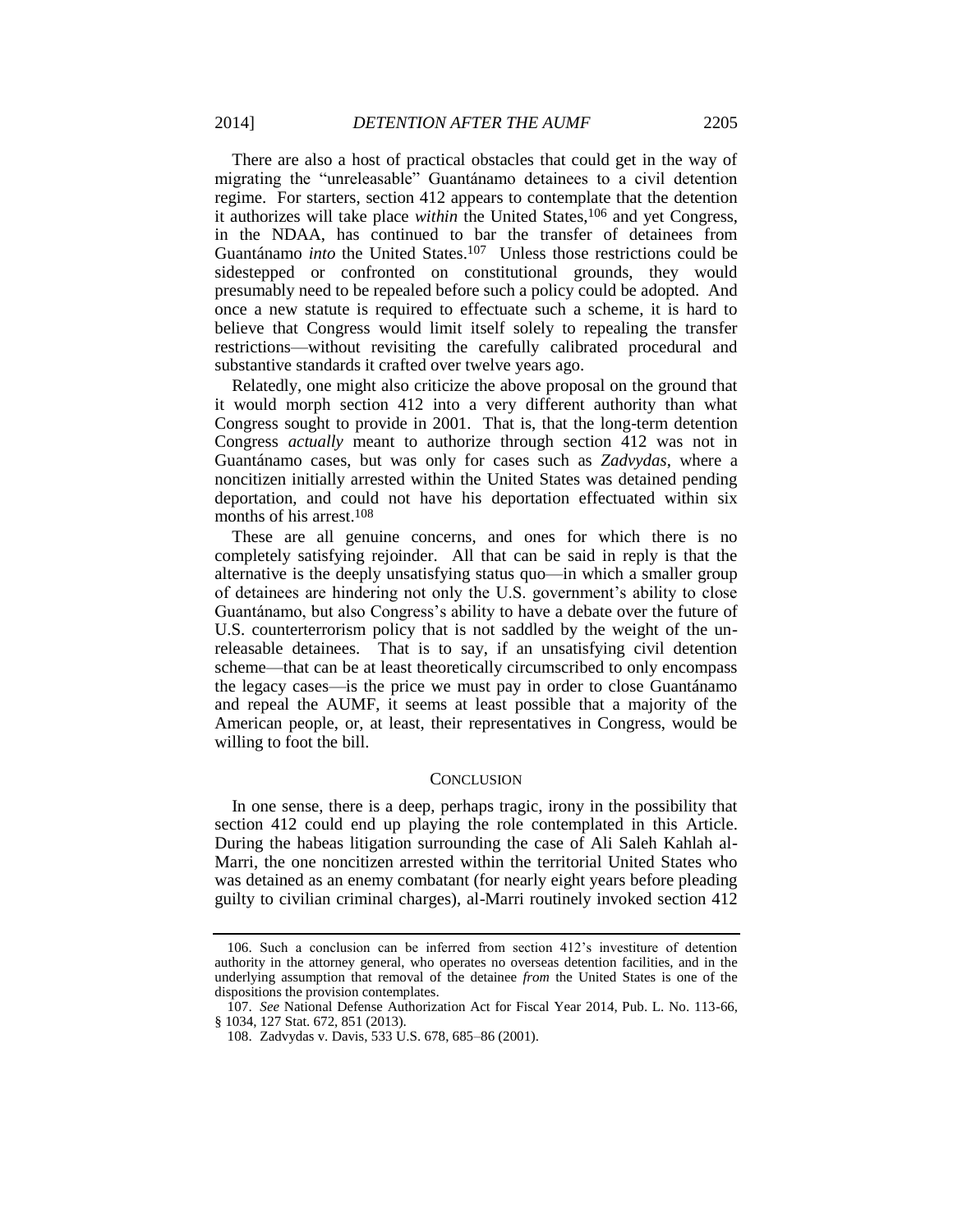There are also a host of practical obstacles that could get in the way of migrating the "unreleasable" Guantánamo detainees to a civil detention regime. For starters, section 412 appears to contemplate that the detention it authorizes will take place *within* the United States,[106] and yet Congress, in the NDAA, has continued to bar the transfer of detainees from Guantánamo *into* the United States.[107] Unless those restrictions could be sidestepped or confronted on constitutional grounds, they would presumably need to be repealed before such a policy could be adopted. And once a new statute is required to effectuate such a scheme, it is hard to believe that Congress would limit itself solely to repealing the transfer restrictions—without revisiting the carefully calibrated procedural and substantive standards it crafted over twelve years ago.

Relatedly, one might also criticize the above proposal on the ground that it would morph section 412 into a very different authority than what Congress sought to provide in 2001. That is, that the long-term detention Congress *actually* meant to authorize through section 412 was not in Guantánamo cases, but was only for cases such as *Zadvydas*, where a noncitizen initially arrested within the United States was detained pending deportation, and could not have his deportation effectuated within six months of his arrest.[108]

These are all genuine concerns, and ones for which there is no completely satisfying rejoinder. All that can be said in reply is that the alternative is the deeply unsatisfying status quo—in which a smaller group of detainees are hindering not only the U.S. government's ability to close Guantánamo, but also Congress's ability to have a debate over the future of U.S. counterterrorism policy that is not saddled by the weight of the unreleasable detainees. That is to say, if an unsatisfying civil detention scheme—that can be at least theoretically circumscribed to only encompass the legacy cases—is the price we must pay in order to close Guantánamo and repeal the AUMF, it seems at least possible that a majority of the American people, or, at least, their representatives in Congress, would be willing to foot the bill.

## CONCLUSION

In one sense, there is a deep, perhaps tragic, irony in the possibility that section 412 could end up playing the role contemplated in this Article. During the habeas litigation surrounding the case of Ali Saleh Kahlah al-Marri, the one noncitizen arrested within the territorial United States who was detained as an enemy combatant (for nearly eight years before pleading guilty to civilian criminal charges), al-Marri routinely invoked section 412

---

106. Such a conclusion can be inferred from section 412's investiture of detention authority in the attorney general, who operates no overseas detention facilities, and in the underlying assumption that removal of the detainee *from* the United States is one of the dispositions the provision contemplates.

107. *See* National Defense Authorization Act for Fiscal Year 2014, Pub. L. No. 113-66, § 1034, 127 Stat. 672, 851 (2013).

108. Zadvydas v. Davis, 533 U.S. 678, 685–86 (2001).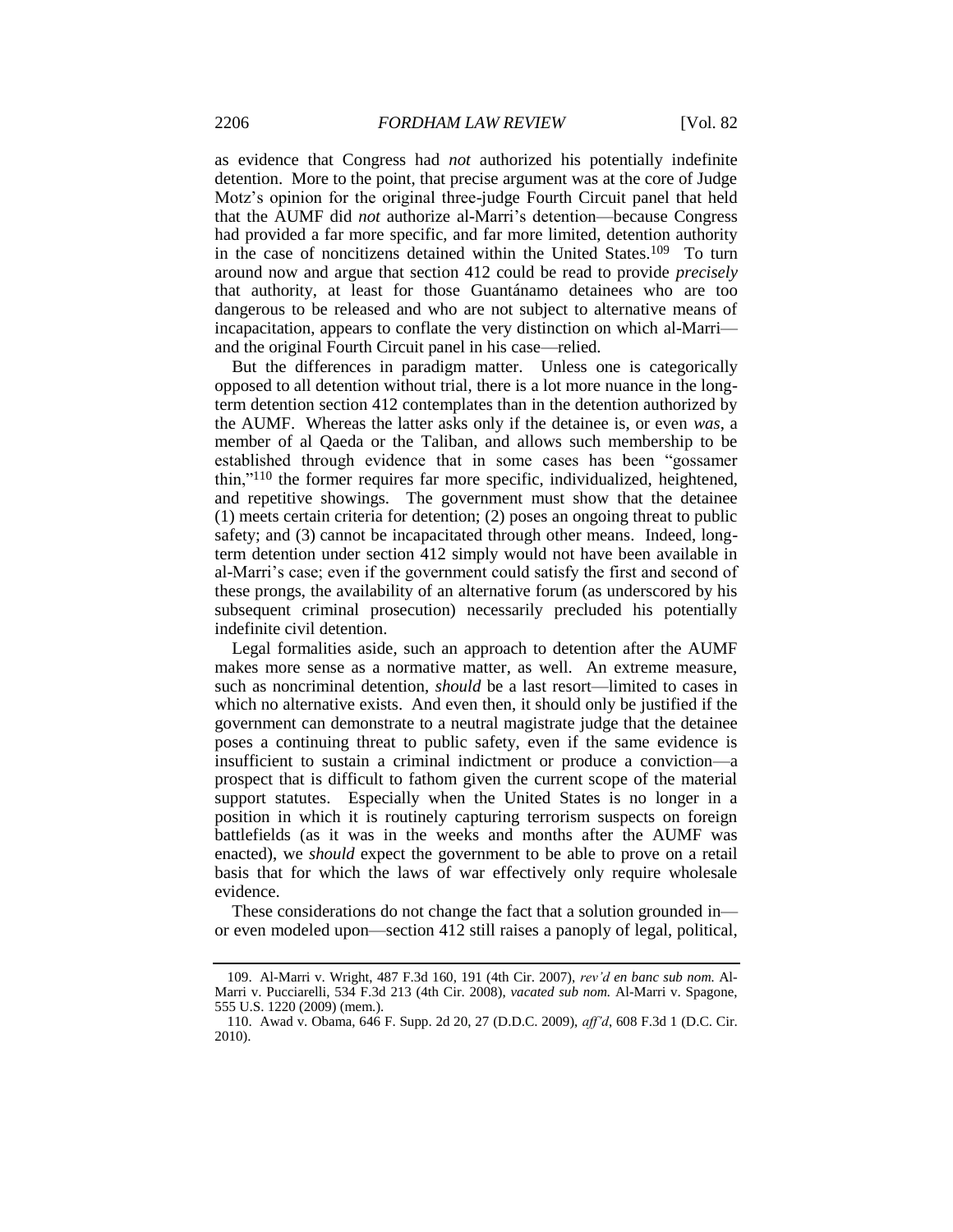as evidence that Congress had *not* authorized his potentially indefinite detention. More to the point, that precise argument was at the core of Judge Motz's opinion for the original three-judge Fourth Circuit panel that held that the AUMF did *not* authorize al-Marri's detention—because Congress had provided a far more specific, and far more limited, detention authority in the case of noncitizens detained within the United States.[109] To turn around now and argue that section 412 could be read to provide *precisely* that authority, at least for those Guantánamo detainees who are too dangerous to be released and who are not subject to alternative means of incapacitation, appears to conflate the very distinction on which al-Marri—and the original Fourth Circuit panel in his case—relied.

But the differences in paradigm matter. Unless one is categorically opposed to all detention without trial, there is a lot more nuance in the long-term detention section 412 contemplates than in the detention authorized by the AUMF. Whereas the latter asks only if the detainee is, or even *was*, a member of al Qaeda or the Taliban, and allows such membership to be established through evidence that in some cases has been "gossamer thin,"[110] the former requires far more specific, individualized, heightened, and repetitive showings. The government must show that the detainee (1) meets certain criteria for detention; (2) poses an ongoing threat to public safety; and (3) cannot be incapacitated through other means. Indeed, long-term detention under section 412 simply would not have been available in al-Marri's case; even if the government could satisfy the first and second of these prongs, the availability of an alternative forum (as underscored by his subsequent criminal prosecution) necessarily precluded his potentially indefinite civil detention.

Legal formalities aside, such an approach to detention after the AUMF makes more sense as a normative matter, as well. An extreme measure, such as noncriminal detention, *should* be a last resort—limited to cases in which no alternative exists. And even then, it should only be justified if the government can demonstrate to a neutral magistrate judge that the detainee poses a continuing threat to public safety, even if the same evidence is insufficient to sustain a criminal indictment or produce a conviction—a prospect that is difficult to fathom given the current scope of the material support statutes. Especially when the United States is no longer in a position in which it is routinely capturing terrorism suspects on foreign battlefields (as it was in the weeks and months after the AUMF was enacted), we *should* expect the government to be able to prove on a retail basis that for which the laws of war effectively only require wholesale evidence.

These considerations do not change the fact that a solution grounded in—or even modeled upon—section 412 still raises a panoply of legal, political,

---

109. Al-Marri v. Wright, 487 F.3d 160, 191 (4th Cir. 2007), *rev'd en banc sub nom.* Al-Marri v. Pucciarelli, 534 F.3d 213 (4th Cir. 2008), *vacated sub nom.* Al-Marri v. Spagone, 555 U.S. 1220 (2009) (mem.).

110. Awad v. Obama, 646 F. Supp. 2d 20, 27 (D.D.C. 2009), *aff'd*, 608 F.3d 1 (D.C. Cir. 2010).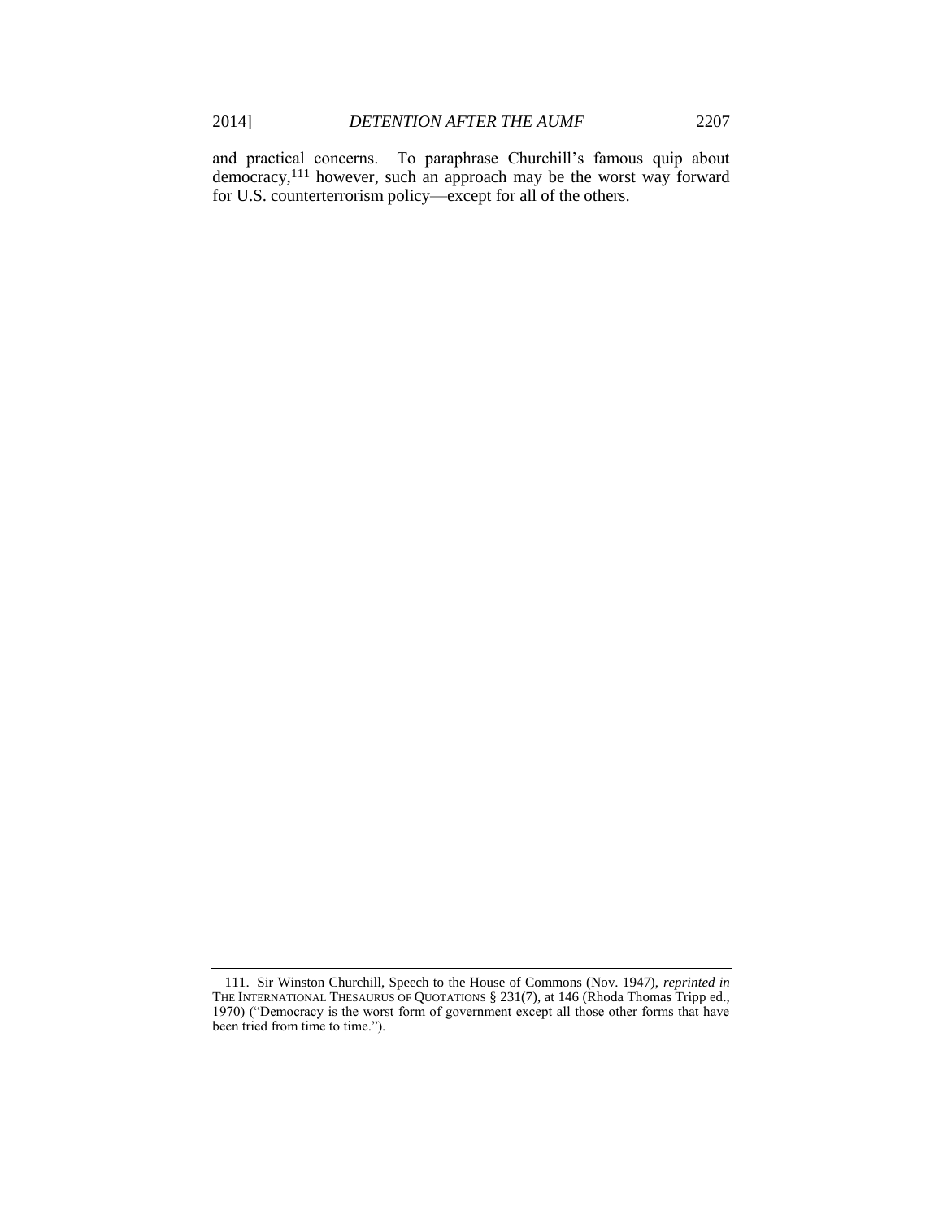and practical concerns. To paraphrase Churchill's famous quip about democracy,[111] however, such an approach may be the worst way forward for U.S. counterterrorism policy—except for all of the others.

---

111. Sir Winston Churchill, Speech to the House of Commons (Nov. 1947), *reprinted in* THE INTERNATIONAL THESAURUS OF QUOTATIONS § 231(7), at 146 (Rhoda Thomas Tripp ed., 1970) ("Democracy is the worst form of government except all those other forms that have been tried from time to time.").